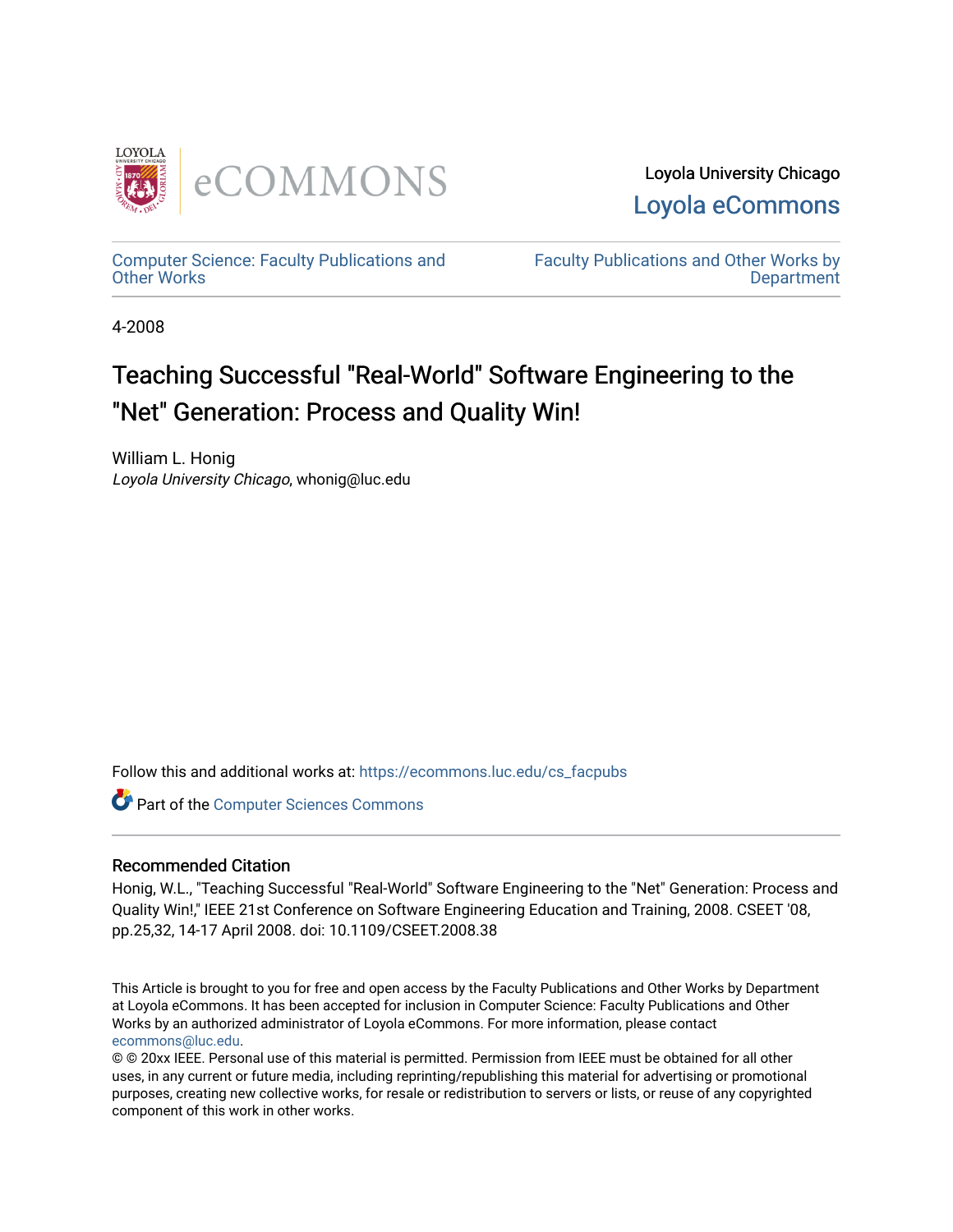Loyola University Chicago

Loyola eCommons

Computer Science: Faculty Publications and Other Works

Faculty Publications and Other Works by Department

4-2008

# Teaching Successful "Real-World" Software Engineering to the "Net" Generation: Process and Quality Win!

William L. Honig

*Loyola University Chicago*, whonig@luc.edu

Follow this and additional works at: https://ecommons.luc.edu/cs_facpubs

Part of the Computer Sciences Commons

## Recommended Citation

Honig, W.L., "Teaching Successful "Real-World" Software Engineering to the "Net" Generation: Process and Quality Win!," IEEE 21st Conference on Software Engineering Education and Training, 2008. CSEET '08, pp.25,32, 14-17 April 2008. doi: 10.1109/CSEET.2008.38

This Article is brought to you for free and open access by the Faculty Publications and Other Works by Department at Loyola eCommons. It has been accepted for inclusion in Computer Science: Faculty Publications and Other Works by an authorized administrator of Loyola eCommons. For more information, please contact ecommons@luc.edu.

© © 20xx IEEE. Personal use of this material is permitted. Permission from IEEE must be obtained for all other uses, in any current or future media, including reprinting/republishing this material for advertising or promotional purposes, creating new collective works, for resale or redistribution to servers or lists, or reuse of any copyrighted component of this work in other works.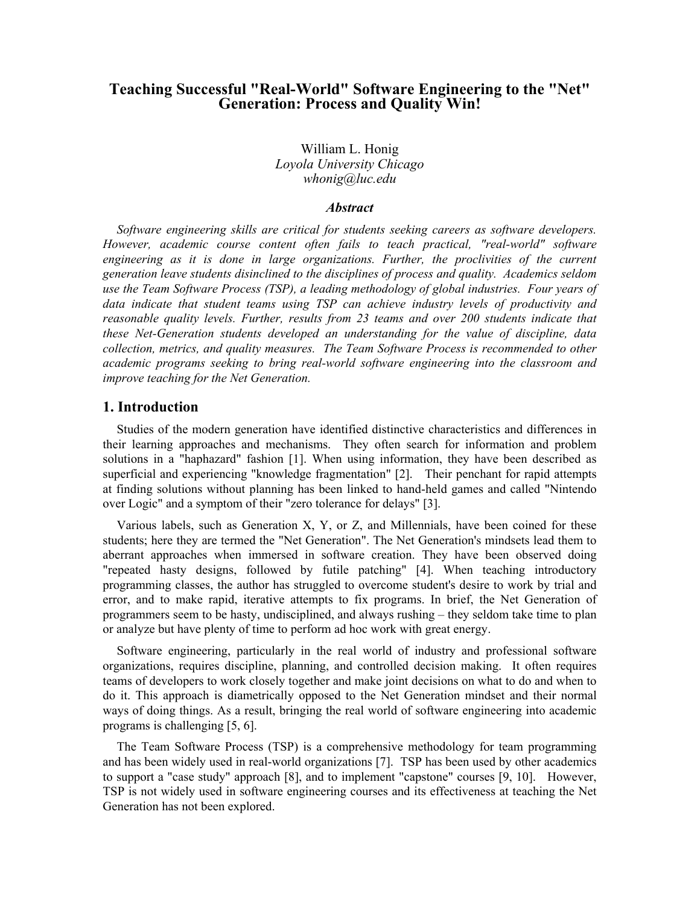# Teaching Successful "Real-World" Software Engineering to the "Net" Generation: Process and Quality Win!

William L. Honig
*Loyola University Chicago*
*whonig@luc.edu*

### *Abstract*

*Software engineering skills are critical for students seeking careers as software developers. However, academic course content often fails to teach practical, "real-world" software engineering as it is done in large organizations. Further, the proclivities of the current generation leave students disinclined to the disciplines of process and quality. Academics seldom use the Team Software Process (TSP), a leading methodology of global industries. Four years of data indicate that student teams using TSP can achieve industry levels of productivity and reasonable quality levels. Further, results from 23 teams and over 200 students indicate that these Net-Generation students developed an understanding for the value of discipline, data collection, metrics, and quality measures. The Team Software Process is recommended to other academic programs seeking to bring real-world software engineering into the classroom and improve teaching for the Net Generation.*

## 1. Introduction

Studies of the modern generation have identified distinctive characteristics and differences in their learning approaches and mechanisms. They often search for information and problem solutions in a "haphazard" fashion [1]. When using information, they have been described as superficial and experiencing "knowledge fragmentation" [2]. Their penchant for rapid attempts at finding solutions without planning has been linked to hand-held games and called "Nintendo over Logic" and a symptom of their "zero tolerance for delays" [3].

Various labels, such as Generation X, Y, or Z, and Millennials, have been coined for these students; here they are termed the "Net Generation". The Net Generation's mindsets lead them to aberrant approaches when immersed in software creation. They have been observed doing "repeated hasty designs, followed by futile patching" [4]. When teaching introductory programming classes, the author has struggled to overcome student's desire to work by trial and error, and to make rapid, iterative attempts to fix programs. In brief, the Net Generation of programmers seem to be hasty, undisciplined, and always rushing – they seldom take time to plan or analyze but have plenty of time to perform ad hoc work with great energy.

Software engineering, particularly in the real world of industry and professional software organizations, requires discipline, planning, and controlled decision making. It often requires teams of developers to work closely together and make joint decisions on what to do and when to do it. This approach is diametrically opposed to the Net Generation mindset and their normal ways of doing things. As a result, bringing the real world of software engineering into academic programs is challenging [5, 6].

The Team Software Process (TSP) is a comprehensive methodology for team programming and has been widely used in real-world organizations [7]. TSP has been used by other academics to support a "case study" approach [8], and to implement "capstone" courses [9, 10]. However, TSP is not widely used in software engineering courses and its effectiveness at teaching the Net Generation has not been explored.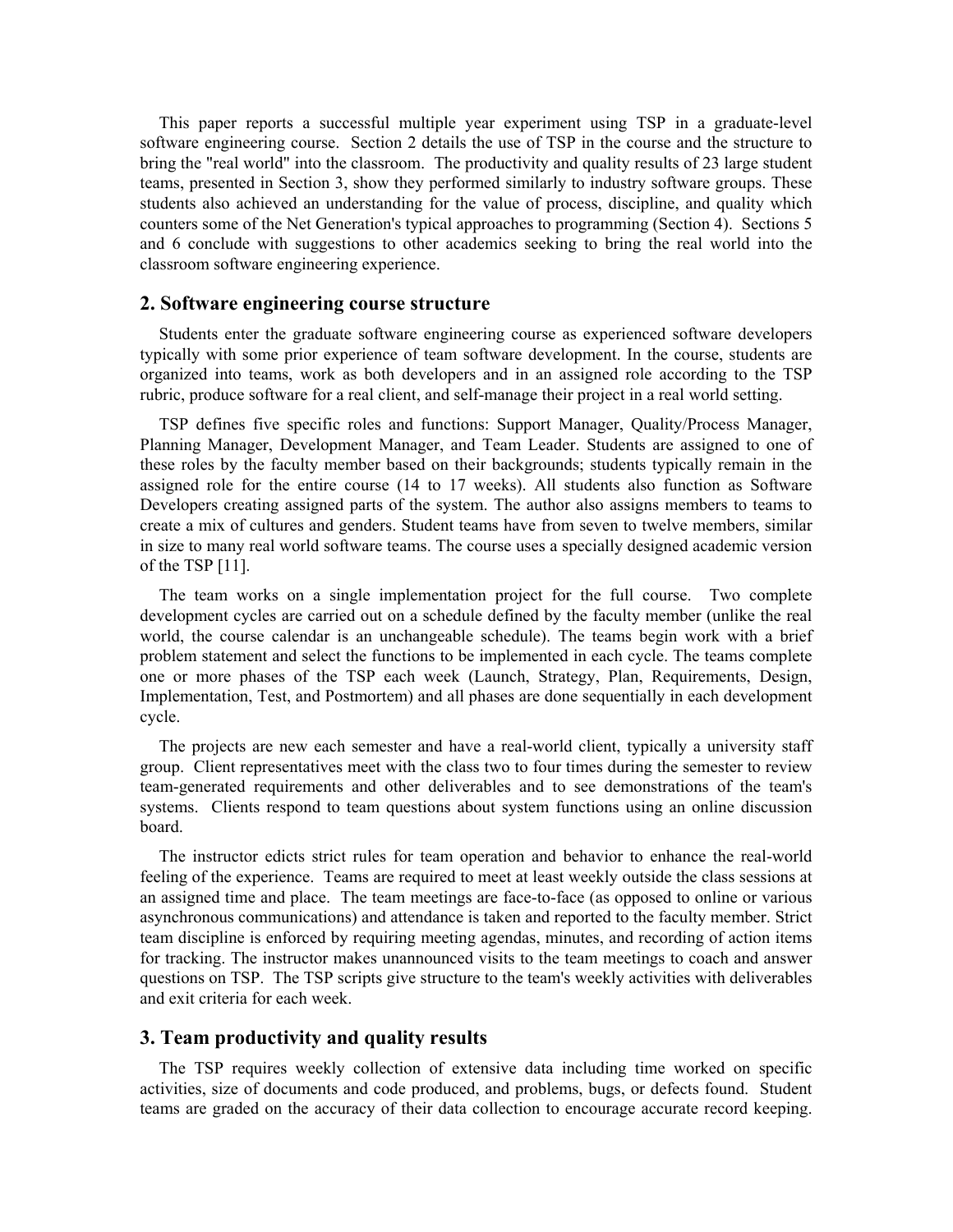This paper reports a successful multiple year experiment using TSP in a graduate-level software engineering course. Section 2 details the use of TSP in the course and the structure to bring the "real world" into the classroom. The productivity and quality results of 23 large student teams, presented in Section 3, show they performed similarly to industry software groups. These students also achieved an understanding for the value of process, discipline, and quality which counters some of the Net Generation's typical approaches to programming (Section 4). Sections 5 and 6 conclude with suggestions to other academics seeking to bring the real world into the classroom software engineering experience.

## 2. Software engineering course structure

Students enter the graduate software engineering course as experienced software developers typically with some prior experience of team software development. In the course, students are organized into teams, work as both developers and in an assigned role according to the TSP rubric, produce software for a real client, and self-manage their project in a real world setting.

TSP defines five specific roles and functions: Support Manager, Quality/Process Manager, Planning Manager, Development Manager, and Team Leader. Students are assigned to one of these roles by the faculty member based on their backgrounds; students typically remain in the assigned role for the entire course (14 to 17 weeks). All students also function as Software Developers creating assigned parts of the system. The author also assigns members to teams to create a mix of cultures and genders. Student teams have from seven to twelve members, similar in size to many real world software teams. The course uses a specially designed academic version of the TSP [11].

The team works on a single implementation project for the full course. Two complete development cycles are carried out on a schedule defined by the faculty member (unlike the real world, the course calendar is an unchangeable schedule). The teams begin work with a brief problem statement and select the functions to be implemented in each cycle. The teams complete one or more phases of the TSP each week (Launch, Strategy, Plan, Requirements, Design, Implementation, Test, and Postmortem) and all phases are done sequentially in each development cycle.

The projects are new each semester and have a real-world client, typically a university staff group. Client representatives meet with the class two to four times during the semester to review team-generated requirements and other deliverables and to see demonstrations of the team's systems. Clients respond to team questions about system functions using an online discussion board.

The instructor edicts strict rules for team operation and behavior to enhance the real-world feeling of the experience. Teams are required to meet at least weekly outside the class sessions at an assigned time and place. The team meetings are face-to-face (as opposed to online or various asynchronous communications) and attendance is taken and reported to the faculty member. Strict team discipline is enforced by requiring meeting agendas, minutes, and recording of action items for tracking. The instructor makes unannounced visits to the team meetings to coach and answer questions on TSP. The TSP scripts give structure to the team's weekly activities with deliverables and exit criteria for each week.

## 3. Team productivity and quality results

The TSP requires weekly collection of extensive data including time worked on specific activities, size of documents and code produced, and problems, bugs, or defects found. Student teams are graded on the accuracy of their data collection to encourage accurate record keeping.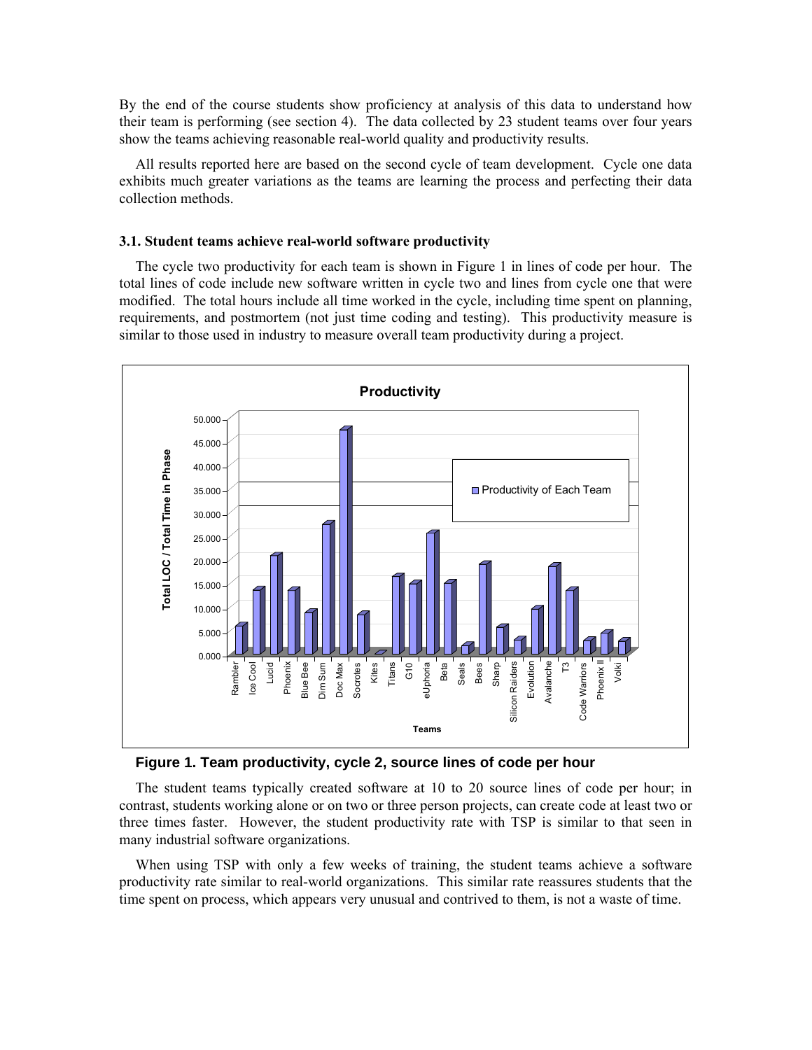By the end of the course students show proficiency at analysis of this data to understand how their team is performing (see section 4). The data collected by 23 student teams over four years show the teams achieving reasonable real-world quality and productivity results.

All results reported here are based on the second cycle of team development. Cycle one data exhibits much greater variations as the teams are learning the process and perfecting their data collection methods.

### 3.1. Student teams achieve real-world software productivity

The cycle two productivity for each team is shown in Figure 1 in lines of code per hour. The total lines of code include new software written in cycle two and lines from cycle one that were modified. The total hours include all time worked in the cycle, including time spent on planning, requirements, and postmortem (not just time coding and testing). This productivity measure is similar to those used in industry to measure overall team productivity during a project.

**Figure 1. Team productivity, cycle 2, source lines of code per hour**

The student teams typically created software at 10 to 20 source lines of code per hour; in contrast, students working alone or on two or three person projects, can create code at least two or three times faster. However, the student productivity rate with TSP is similar to that seen in many industrial software organizations.

When using TSP with only a few weeks of training, the student teams achieve a software productivity rate similar to real-world organizations. This similar rate reassures students that the time spent on process, which appears very unusual and contrived to them, is not a waste of time.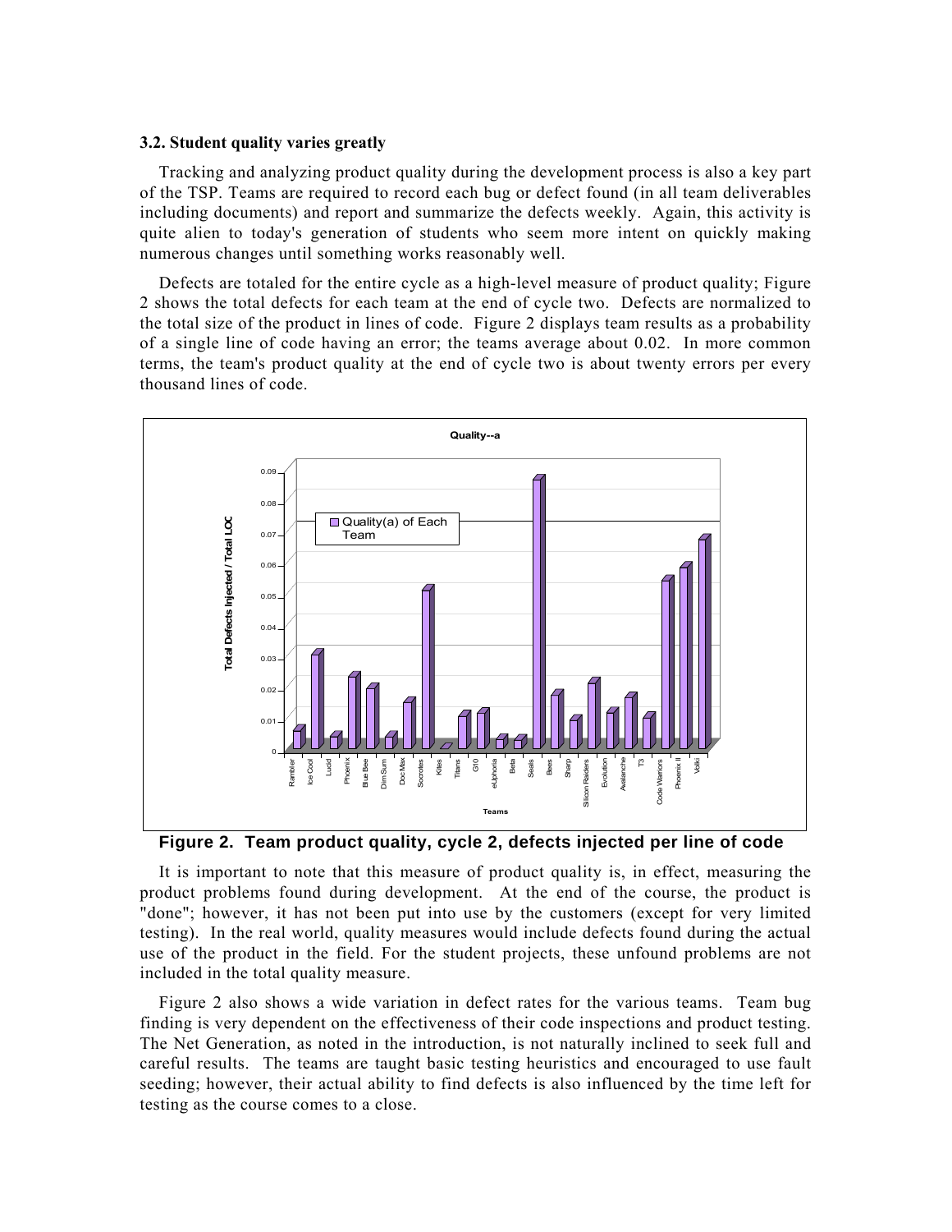### 3.2. Student quality varies greatly

Tracking and analyzing product quality during the development process is also a key part of the TSP. Teams are required to record each bug or defect found (in all team deliverables including documents) and report and summarize the defects weekly. Again, this activity is quite alien to today's generation of students who seem more intent on quickly making numerous changes until something works reasonably well.

Defects are totaled for the entire cycle as a high-level measure of product quality; Figure 2 shows the total defects for each team at the end of cycle two. Defects are normalized to the total size of the product in lines of code. Figure 2 displays team results as a probability of a single line of code having an error; the teams average about 0.02. In more common terms, the team's product quality at the end of cycle two is about twenty errors per every thousand lines of code.

**Figure 2. Team product quality, cycle 2, defects injected per line of code**

It is important to note that this measure of product quality is, in effect, measuring the product problems found during development. At the end of the course, the product is "done"; however, it has not been put into use by the customers (except for very limited testing). In the real world, quality measures would include defects found during the actual use of the product in the field. For the student projects, these unfound problems are not included in the total quality measure.

Figure 2 also shows a wide variation in defect rates for the various teams. Team bug finding is very dependent on the effectiveness of their code inspections and product testing. The Net Generation, as noted in the introduction, is not naturally inclined to seek full and careful results. The teams are taught basic testing heuristics and encouraged to use fault seeding; however, their actual ability to find defects is also influenced by the time left for testing as the course comes to a close.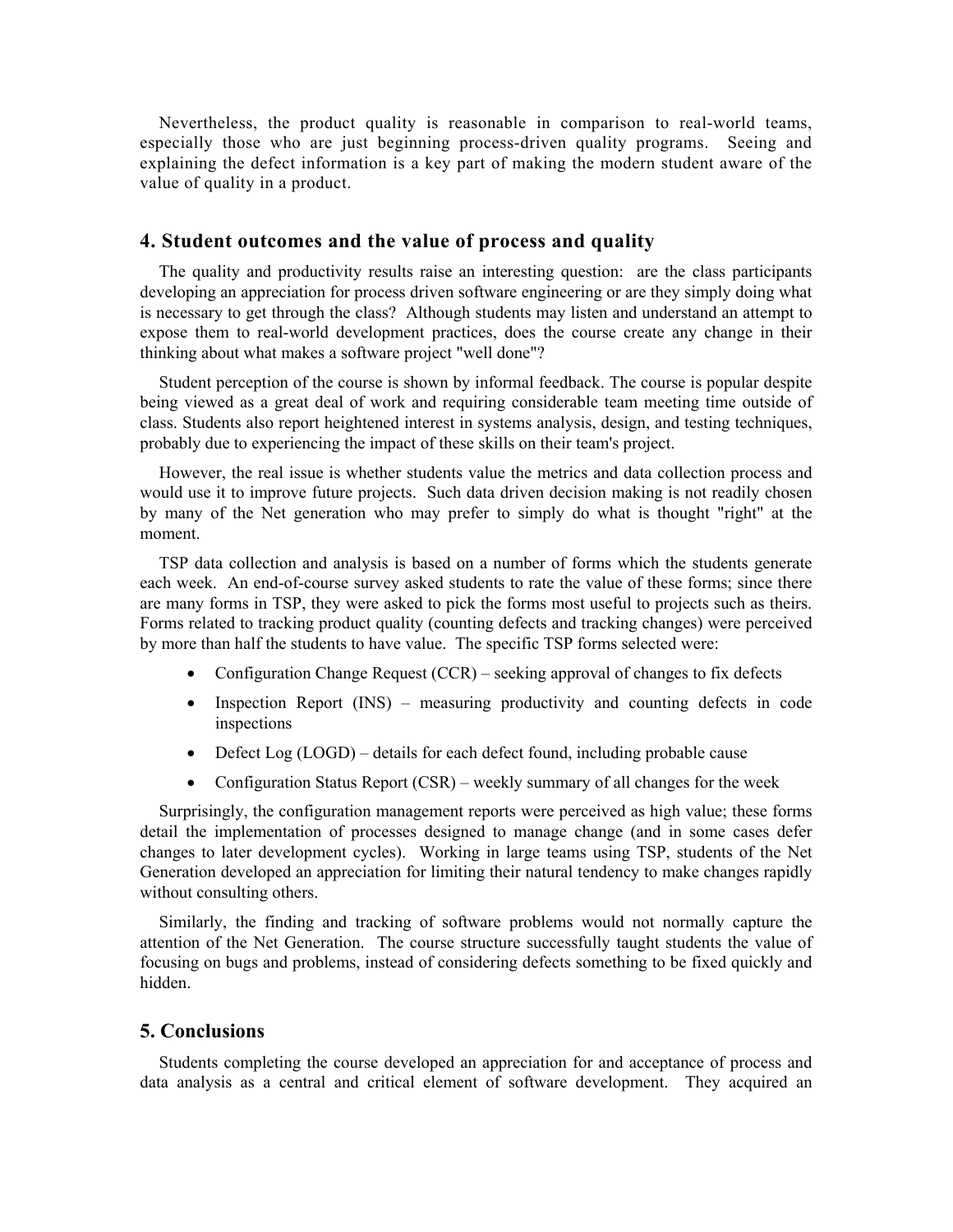Nevertheless, the product quality is reasonable in comparison to real-world teams, especially those who are just beginning process-driven quality programs. Seeing and explaining the defect information is a key part of making the modern student aware of the value of quality in a product.

## 4. Student outcomes and the value of process and quality

The quality and productivity results raise an interesting question: are the class participants developing an appreciation for process driven software engineering or are they simply doing what is necessary to get through the class? Although students may listen and understand an attempt to expose them to real-world development practices, does the course create any change in their thinking about what makes a software project "well done"?

Student perception of the course is shown by informal feedback. The course is popular despite being viewed as a great deal of work and requiring considerable team meeting time outside of class. Students also report heightened interest in systems analysis, design, and testing techniques, probably due to experiencing the impact of these skills on their team's project.

However, the real issue is whether students value the metrics and data collection process and would use it to improve future projects. Such data driven decision making is not readily chosen by many of the Net generation who may prefer to simply do what is thought "right" at the moment.

TSP data collection and analysis is based on a number of forms which the students generate each week. An end-of-course survey asked students to rate the value of these forms; since there are many forms in TSP, they were asked to pick the forms most useful to projects such as theirs. Forms related to tracking product quality (counting defects and tracking changes) were perceived by more than half the students to have value. The specific TSP forms selected were:

- Configuration Change Request (CCR) – seeking approval of changes to fix defects
- Inspection Report (INS) – measuring productivity and counting defects in code inspections
- Defect Log (LOGD) – details for each defect found, including probable cause
- Configuration Status Report (CSR) – weekly summary of all changes for the week

Surprisingly, the configuration management reports were perceived as high value; these forms detail the implementation of processes designed to manage change (and in some cases defer changes to later development cycles). Working in large teams using TSP, students of the Net Generation developed an appreciation for limiting their natural tendency to make changes rapidly without consulting others.

Similarly, the finding and tracking of software problems would not normally capture the attention of the Net Generation. The course structure successfully taught students the value of focusing on bugs and problems, instead of considering defects something to be fixed quickly and hidden.

## 5. Conclusions

Students completing the course developed an appreciation for and acceptance of process and data analysis as a central and critical element of software development. They acquired an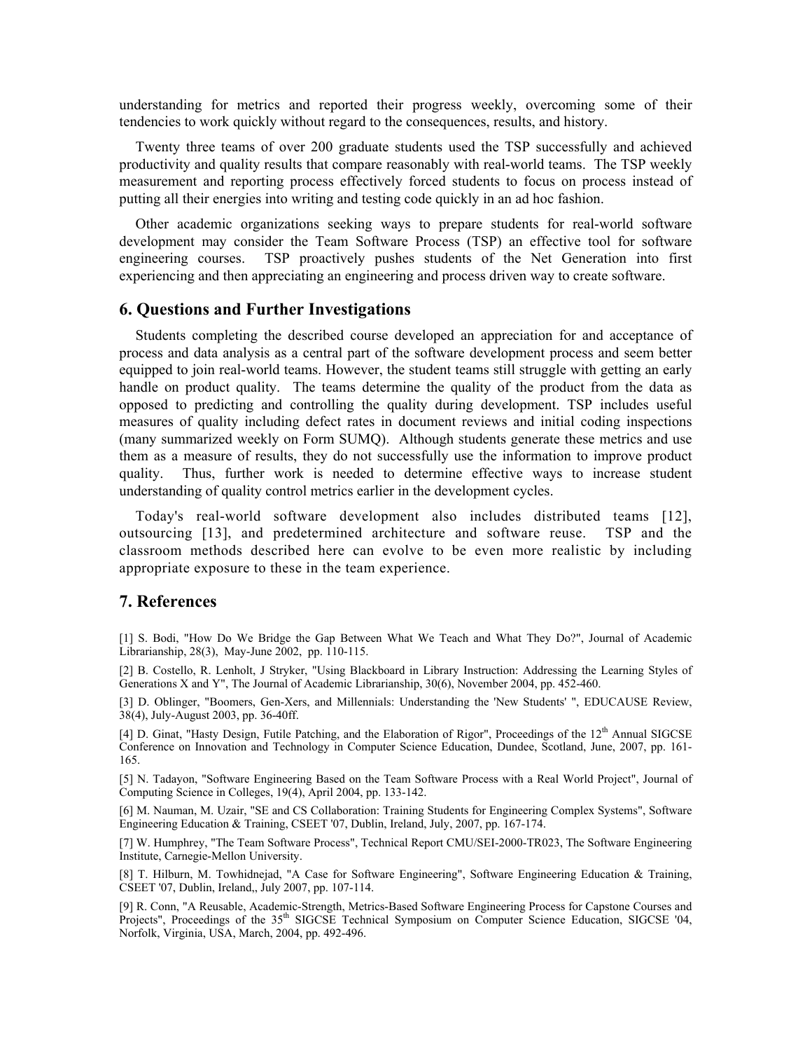understanding for metrics and reported their progress weekly, overcoming some of their tendencies to work quickly without regard to the consequences, results, and history.

Twenty three teams of over 200 graduate students used the TSP successfully and achieved productivity and quality results that compare reasonably with real-world teams. The TSP weekly measurement and reporting process effectively forced students to focus on process instead of putting all their energies into writing and testing code quickly in an ad hoc fashion.

Other academic organizations seeking ways to prepare students for real-world software development may consider the Team Software Process (TSP) an effective tool for software engineering courses. TSP proactively pushes students of the Net Generation into first experiencing and then appreciating an engineering and process driven way to create software.

## 6. Questions and Further Investigations

Students completing the described course developed an appreciation for and acceptance of process and data analysis as a central part of the software development process and seem better equipped to join real-world teams. However, the student teams still struggle with getting an early handle on product quality. The teams determine the quality of the product from the data as opposed to predicting and controlling the quality during development. TSP includes useful measures of quality including defect rates in document reviews and initial coding inspections (many summarized weekly on Form SUMQ). Although students generate these metrics and use them as a measure of results, they do not successfully use the information to improve product quality. Thus, further work is needed to determine effective ways to increase student understanding of quality control metrics earlier in the development cycles.

Today's real-world software development also includes distributed teams [12], outsourcing [13], and predetermined architecture and software reuse. TSP and the classroom methods described here can evolve to be even more realistic by including appropriate exposure to these in the team experience.

## 7. References

[1] S. Bodi, "How Do We Bridge the Gap Between What We Teach and What They Do?", Journal of Academic Librarianship, 28(3), May-June 2002, pp. 110-115.

[2] B. Costello, R. Lenholt, J Stryker, "Using Blackboard in Library Instruction: Addressing the Learning Styles of Generations X and Y", The Journal of Academic Librarianship, 30(6), November 2004, pp. 452-460.

[3] D. Oblinger, "Boomers, Gen-Xers, and Millennials: Understanding the 'New Students' ", EDUCAUSE Review, 38(4), July-August 2003, pp. 36-40ff.

[4] D. Ginat, "Hasty Design, Futile Patching, and the Elaboration of Rigor", Proceedings of the 12th Annual SIGCSE Conference on Innovation and Technology in Computer Science Education, Dundee, Scotland, June, 2007, pp. 161-165.

[5] N. Tadayon, "Software Engineering Based on the Team Software Process with a Real World Project", Journal of Computing Science in Colleges, 19(4), April 2004, pp. 133-142.

[6] M. Nauman, M. Uzair, "SE and CS Collaboration: Training Students for Engineering Complex Systems", Software Engineering Education & Training, CSEET '07, Dublin, Ireland, July, 2007, pp. 167-174.

[7] W. Humphrey, "The Team Software Process", Technical Report CMU/SEI-2000-TR023, The Software Engineering Institute, Carnegie-Mellon University.

[8] T. Hilburn, M. Towhidnejad, "A Case for Software Engineering", Software Engineering Education & Training, CSEET '07, Dublin, Ireland,, July 2007, pp. 107-114.

[9] R. Conn, "A Reusable, Academic-Strength, Metrics-Based Software Engineering Process for Capstone Courses and Projects", Proceedings of the 35th SIGCSE Technical Symposium on Computer Science Education, SIGCSE '04, Norfolk, Virginia, USA, March, 2004, pp. 492-496.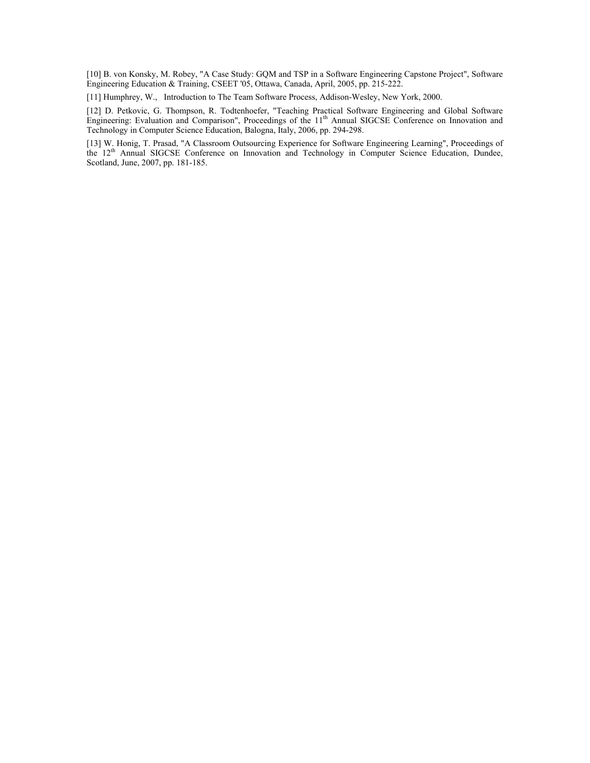[10] B. von Konsky, M. Robey, "A Case Study: GQM and TSP in a Software Engineering Capstone Project", Software Engineering Education & Training, CSEET '05, Ottawa, Canada, April, 2005, pp. 215-222.

[11] Humphrey, W., Introduction to The Team Software Process, Addison-Wesley, New York, 2000.

[12] D. Petkovic, G. Thompson, R. Todtenhoefer, "Teaching Practical Software Engineering and Global Software Engineering: Evaluation and Comparison", Proceedings of the 11th Annual SIGCSE Conference on Innovation and Technology in Computer Science Education, Balogna, Italy, 2006, pp. 294-298.

[13] W. Honig, T. Prasad, "A Classroom Outsourcing Experience for Software Engineering Learning", Proceedings of the 12th Annual SIGCSE Conference on Innovation and Technology in Computer Science Education, Dundee, Scotland, June, 2007, pp. 181-185.